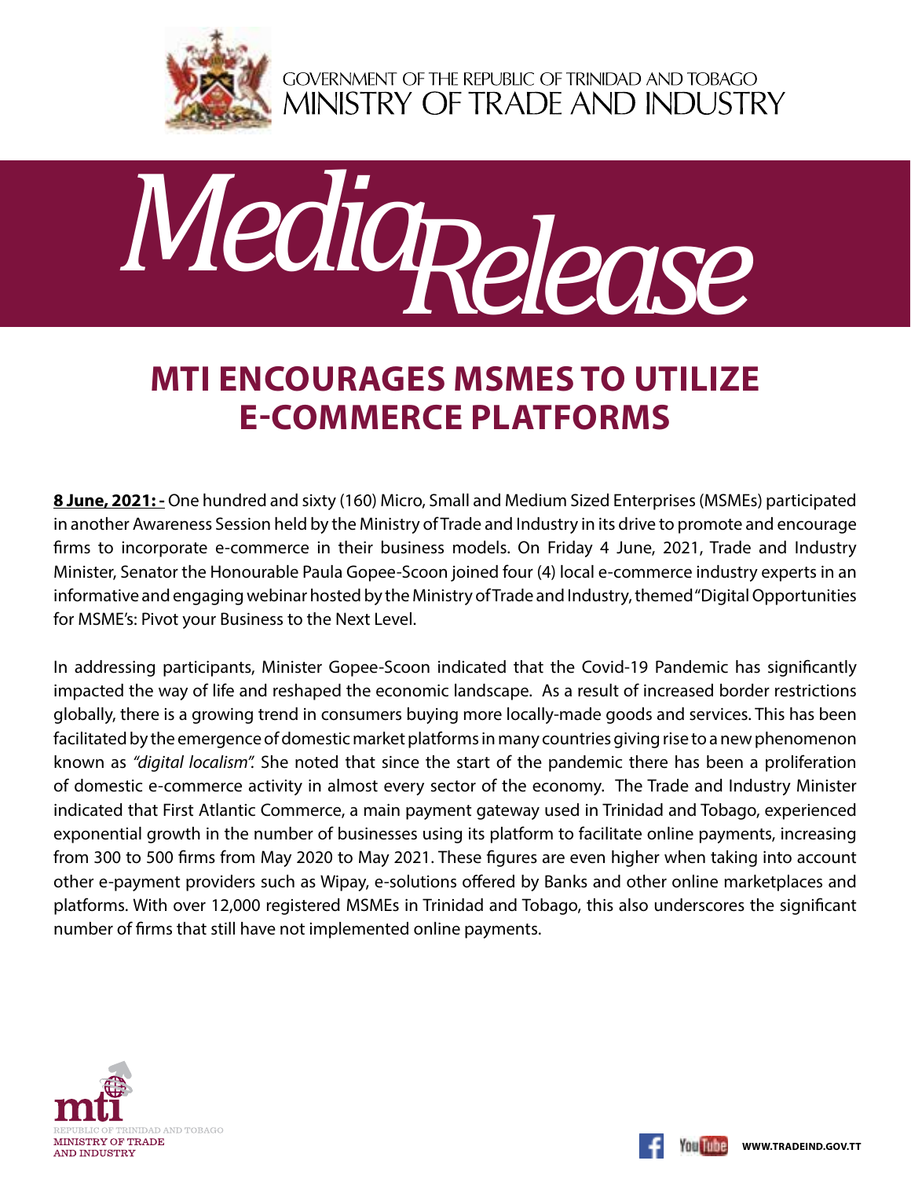GOVERNMENT OF THE REPUBLIC OF TRINIDAD AND TOBAGO
MINISTRY OF TRADE AND INDUSTRY

*Media Release*

# MTI ENCOURAGES MSMES TO UTILIZE E-COMMERCE PLATFORMS

**8 June, 2021: -** One hundred and sixty (160) Micro, Small and Medium Sized Enterprises (MSMEs) participated in another Awareness Session held by the Ministry of Trade and Industry in its drive to promote and encourage firms to incorporate e-commerce in their business models. On Friday 4 June, 2021, Trade and Industry Minister, Senator the Honourable Paula Gopee-Scoon joined four (4) local e-commerce industry experts in an informative and engaging webinar hosted by the Ministry of Trade and Industry, themed "Digital Opportunities for MSME's: Pivot your Business to the Next Level.

In addressing participants, Minister Gopee-Scoon indicated that the Covid-19 Pandemic has significantly impacted the way of life and reshaped the economic landscape. As a result of increased border restrictions globally, there is a growing trend in consumers buying more locally-made goods and services. This has been facilitated by the emergence of domestic market platforms in many countries giving rise to a new phenomenon known as *"digital localism".* She noted that since the start of the pandemic there has been a proliferation of domestic e-commerce activity in almost every sector of the economy. The Trade and Industry Minister indicated that First Atlantic Commerce, a main payment gateway used in Trinidad and Tobago, experienced exponential growth in the number of businesses using its platform to facilitate online payments, increasing from 300 to 500 firms from May 2020 to May 2021. These figures are even higher when taking into account other e-payment providers such as Wipay, e-solutions offered by Banks and other online marketplaces and platforms. With over 12,000 registered MSMEs in Trinidad and Tobago, this also underscores the significant number of firms that still have not implemented online payments.

mti
REPUBLIC OF TRINIDAD AND TOBAGO
MINISTRY OF TRADE AND INDUSTRY

WWW.TRADEIND.GOV.TT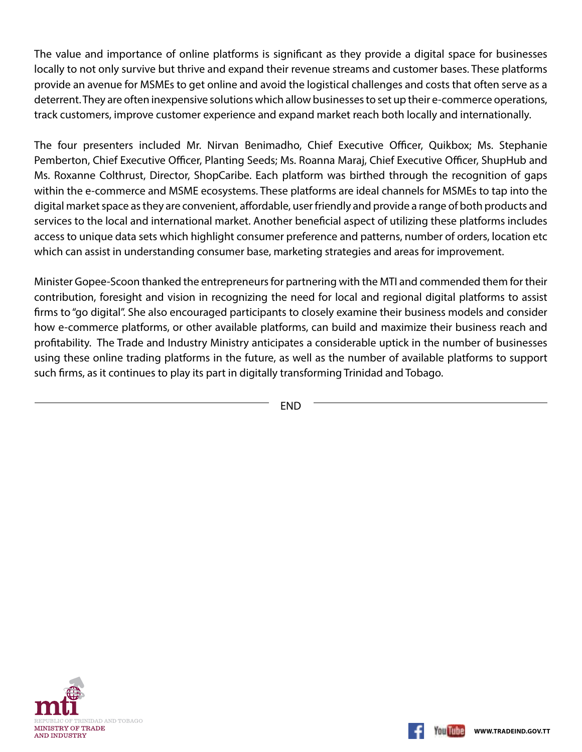The value and importance of online platforms is significant as they provide a digital space for businesses locally to not only survive but thrive and expand their revenue streams and customer bases. These platforms provide an avenue for MSMEs to get online and avoid the logistical challenges and costs that often serve as a deterrent. They are often inexpensive solutions which allow businesses to set up their e-commerce operations, track customers, improve customer experience and expand market reach both locally and internationally.

The four presenters included Mr. Nirvan Benimadho, Chief Executive Officer, Quikbox; Ms. Stephanie Pemberton, Chief Executive Officer, Planting Seeds; Ms. Roanna Maraj, Chief Executive Officer, ShupHub and Ms. Roxanne Colthrust, Director, ShopCaribe. Each platform was birthed through the recognition of gaps within the e-commerce and MSME ecosystems. These platforms are ideal channels for MSMEs to tap into the digital market space as they are convenient, affordable, user friendly and provide a range of both products and services to the local and international market. Another beneficial aspect of utilizing these platforms includes access to unique data sets which highlight consumer preference and patterns, number of orders, location etc which can assist in understanding consumer base, marketing strategies and areas for improvement.

Minister Gopee-Scoon thanked the entrepreneurs for partnering with the MTI and commended them for their contribution, foresight and vision in recognizing the need for local and regional digital platforms to assist firms to "go digital". She also encouraged participants to closely examine their business models and consider how e-commerce platforms, or other available platforms, can build and maximize their business reach and profitability. The Trade and Industry Ministry anticipates a considerable uptick in the number of businesses using these online trading platforms in the future, as well as the number of available platforms to support such firms, as it continues to play its part in digitally transforming Trinidad and Tobago.

END